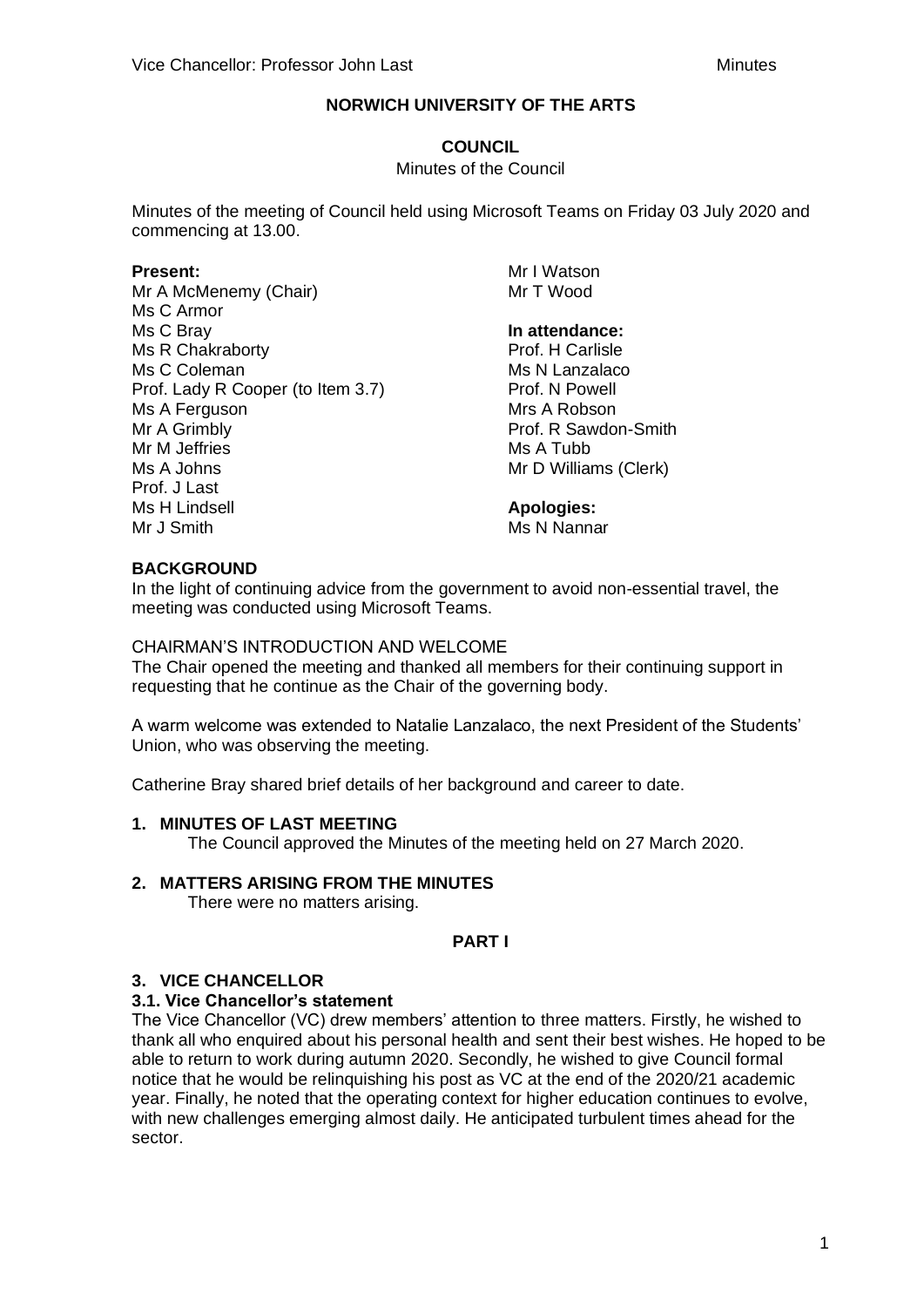**NORWICH UNIVERSITY OF THE ARTS**

**COUNCIL**

Minutes of the Council

Minutes of the meeting of Council held using Microsoft Teams on Friday 03 July 2020 and commencing at 13.00.

**Present:**
Mr A McMenemy (Chair)
Ms C Armor
Ms C Bray
Ms R Chakraborty
Ms C Coleman
Prof. Lady R Cooper (to Item 3.7)
Ms A Ferguson
Mr A Grimbly
Mr M Jeffries
Ms A Johns
Prof. J Last
Ms H Lindsell
Mr J Smith
Mr I Watson
Mr T Wood

**In attendance:**
Prof. H Carlisle
Ms N Lanzalaco
Prof. N Powell
Mrs A Robson
Prof. R Sawdon-Smith
Ms A Tubb
Mr D Williams (Clerk)

**Apologies:**
Ms N Nannar

**BACKGROUND**

In the light of continuing advice from the government to avoid non-essential travel, the meeting was conducted using Microsoft Teams.

CHAIRMAN'S INTRODUCTION AND WELCOME

The Chair opened the meeting and thanked all members for their continuing support in requesting that he continue as the Chair of the governing body.

A warm welcome was extended to Natalie Lanzalaco, the next President of the Students' Union, who was observing the meeting.

Catherine Bray shared brief details of her background and career to date.

**1. MINUTES OF LAST MEETING**

The Council approved the Minutes of the meeting held on 27 March 2020.

**2. MATTERS ARISING FROM THE MINUTES**

There were no matters arising.

**PART I**

**3. VICE CHANCELLOR**

**3.1. Vice Chancellor's statement**

The Vice Chancellor (VC) drew members' attention to three matters. Firstly, he wished to thank all who enquired about his personal health and sent their best wishes. He hoped to be able to return to work during autumn 2020. Secondly, he wished to give Council formal notice that he would be relinquishing his post as VC at the end of the 2020/21 academic year. Finally, he noted that the operating context for higher education continues to evolve, with new challenges emerging almost daily. He anticipated turbulent times ahead for the sector.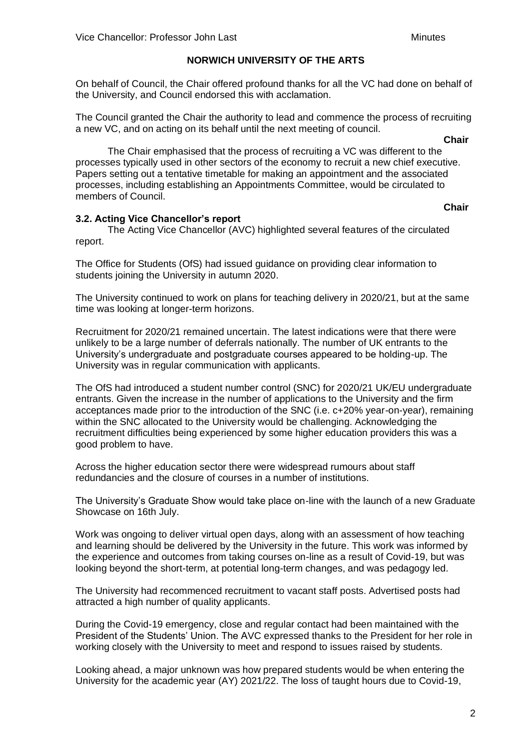**NORWICH UNIVERSITY OF THE ARTS**

On behalf of Council, the Chair offered profound thanks for all the VC had done on behalf of the University, and Council endorsed this with acclamation.

The Council granted the Chair the authority to lead and commence the process of recruiting a new VC, and on acting on its behalf until the next meeting of council.

**Chair**

The Chair emphasised that the process of recruiting a VC was different to the processes typically used in other sectors of the economy to recruit a new chief executive. Papers setting out a tentative timetable for making an appointment and the associated processes, including establishing an Appointments Committee, would be circulated to members of Council.

**Chair**

### 3.2. Acting Vice Chancellor's report

The Acting Vice Chancellor (AVC) highlighted several features of the circulated report.

The Office for Students (OfS) had issued guidance on providing clear information to students joining the University in autumn 2020.

The University continued to work on plans for teaching delivery in 2020/21, but at the same time was looking at longer-term horizons.

Recruitment for 2020/21 remained uncertain. The latest indications were that there were unlikely to be a large number of deferrals nationally. The number of UK entrants to the University's undergraduate and postgraduate courses appeared to be holding-up. The University was in regular communication with applicants.

The OfS had introduced a student number control (SNC) for 2020/21 UK/EU undergraduate entrants. Given the increase in the number of applications to the University and the firm acceptances made prior to the introduction of the SNC (i.e. c+20% year-on-year), remaining within the SNC allocated to the University would be challenging. Acknowledging the recruitment difficulties being experienced by some higher education providers this was a good problem to have.

Across the higher education sector there were widespread rumours about staff redundancies and the closure of courses in a number of institutions.

The University's Graduate Show would take place on-line with the launch of a new Graduate Showcase on 16th July.

Work was ongoing to deliver virtual open days, along with an assessment of how teaching and learning should be delivered by the University in the future. This work was informed by the experience and outcomes from taking courses on-line as a result of Covid-19, but was looking beyond the short-term, at potential long-term changes, and was pedagogy led.

The University had recommenced recruitment to vacant staff posts. Advertised posts had attracted a high number of quality applicants.

During the Covid-19 emergency, close and regular contact had been maintained with the President of the Students' Union. The AVC expressed thanks to the President for her role in working closely with the University to meet and respond to issues raised by students.

Looking ahead, a major unknown was how prepared students would be when entering the University for the academic year (AY) 2021/22. The loss of taught hours due to Covid-19,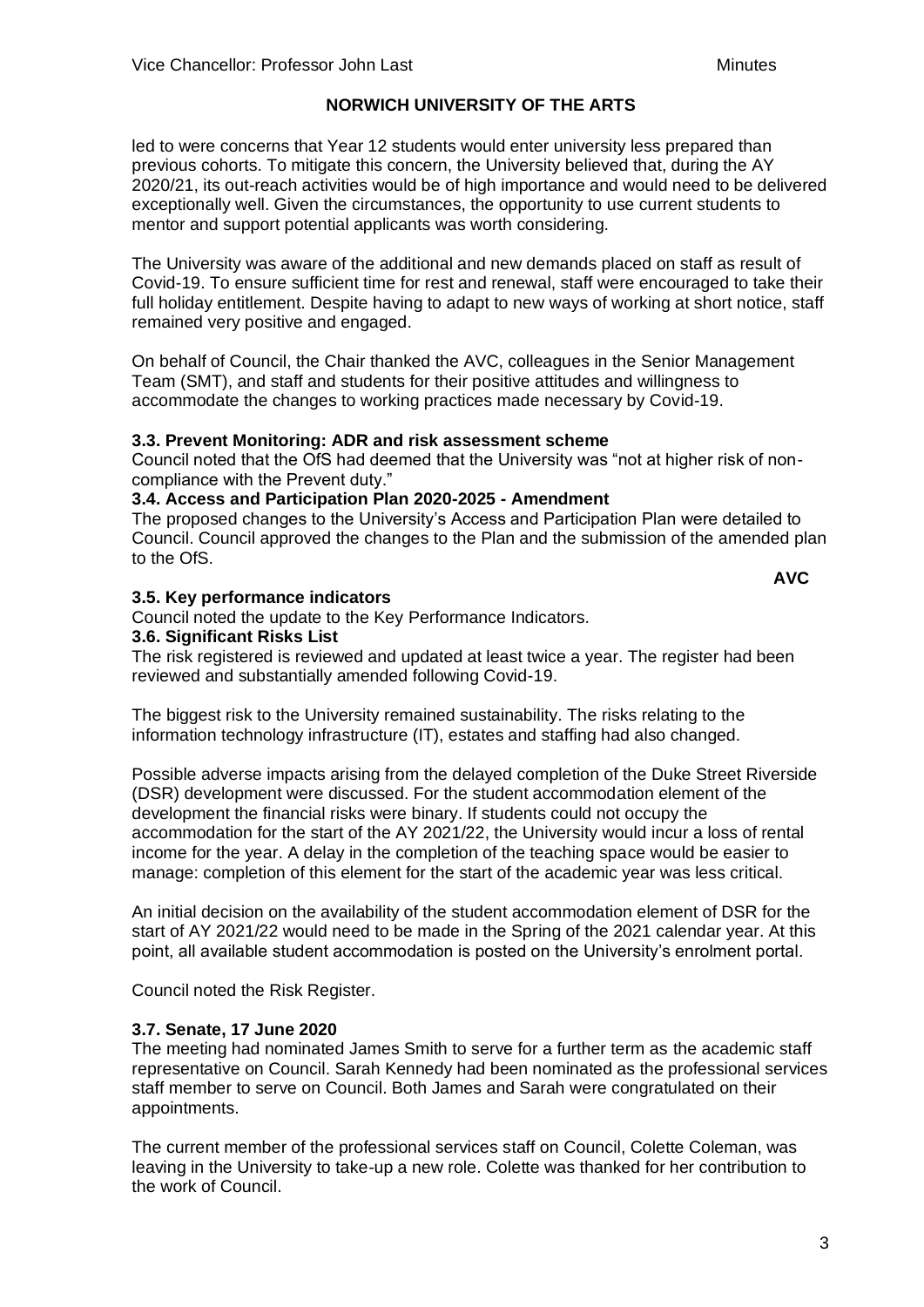led to were concerns that Year 12 students would enter university less prepared than previous cohorts. To mitigate this concern, the University believed that, during the AY 2020/21, its out-reach activities would be of high importance and would need to be delivered exceptionally well. Given the circumstances, the opportunity to use current students to mentor and support potential applicants was worth considering.

The University was aware of the additional and new demands placed on staff as result of Covid-19. To ensure sufficient time for rest and renewal, staff were encouraged to take their full holiday entitlement. Despite having to adapt to new ways of working at short notice, staff remained very positive and engaged.

On behalf of Council, the Chair thanked the AVC, colleagues in the Senior Management Team (SMT), and staff and students for their positive attitudes and willingness to accommodate the changes to working practices made necessary by Covid-19.

**3.3. Prevent Monitoring: ADR and risk assessment scheme**

Council noted that the OfS had deemed that the University was "not at higher risk of non-compliance with the Prevent duty."

**3.4. Access and Participation Plan 2020-2025 - Amendment**

The proposed changes to the University's Access and Participation Plan were detailed to Council. Council approved the changes to the Plan and the submission of the amended plan to the OfS.

**AVC**

**3.5. Key performance indicators**

Council noted the update to the Key Performance Indicators.

**3.6. Significant Risks List**

The risk registered is reviewed and updated at least twice a year. The register had been reviewed and substantially amended following Covid-19.

The biggest risk to the University remained sustainability. The risks relating to the information technology infrastructure (IT), estates and staffing had also changed.

Possible adverse impacts arising from the delayed completion of the Duke Street Riverside (DSR) development were discussed. For the student accommodation element of the development the financial risks were binary. If students could not occupy the accommodation for the start of the AY 2021/22, the University would incur a loss of rental income for the year. A delay in the completion of the teaching space would be easier to manage: completion of this element for the start of the academic year was less critical.

An initial decision on the availability of the student accommodation element of DSR for the start of AY 2021/22 would need to be made in the Spring of the 2021 calendar year. At this point, all available student accommodation is posted on the University's enrolment portal.

Council noted the Risk Register.

**3.7. Senate, 17 June 2020**

The meeting had nominated James Smith to serve for a further term as the academic staff representative on Council. Sarah Kennedy had been nominated as the professional services staff member to serve on Council. Both James and Sarah were congratulated on their appointments.

The current member of the professional services staff on Council, Colette Coleman, was leaving in the University to take-up a new role. Colette was thanked for her contribution to the work of Council.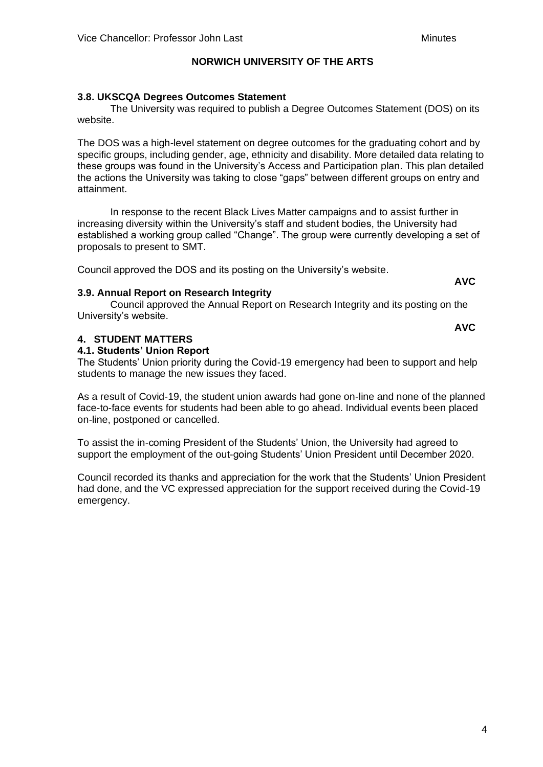**NORWICH UNIVERSITY OF THE ARTS**

### 3.8. UKSCQA Degrees Outcomes Statement

The University was required to publish a Degree Outcomes Statement (DOS) on its website.

The DOS was a high-level statement on degree outcomes for the graduating cohort and by specific groups, including gender, age, ethnicity and disability. More detailed data relating to these groups was found in the University's Access and Participation plan. This plan detailed the actions the University was taking to close "gaps" between different groups on entry and attainment.

In response to the recent Black Lives Matter campaigns and to assist further in increasing diversity within the University's staff and student bodies, the University had established a working group called "Change". The group were currently developing a set of proposals to present to SMT.

Council approved the DOS and its posting on the University's website.

**AVC**

### 3.9. Annual Report on Research Integrity

Council approved the Annual Report on Research Integrity and its posting on the University's website.

**AVC**

## 4. STUDENT MATTERS

### 4.1. Students' Union Report

The Students' Union priority during the Covid-19 emergency had been to support and help students to manage the new issues they faced.

As a result of Covid-19, the student union awards had gone on-line and none of the planned face-to-face events for students had been able to go ahead. Individual events been placed on-line, postponed or cancelled.

To assist the in-coming President of the Students' Union, the University had agreed to support the employment of the out-going Students' Union President until December 2020.

Council recorded its thanks and appreciation for the work that the Students' Union President had done, and the VC expressed appreciation for the support received during the Covid-19 emergency.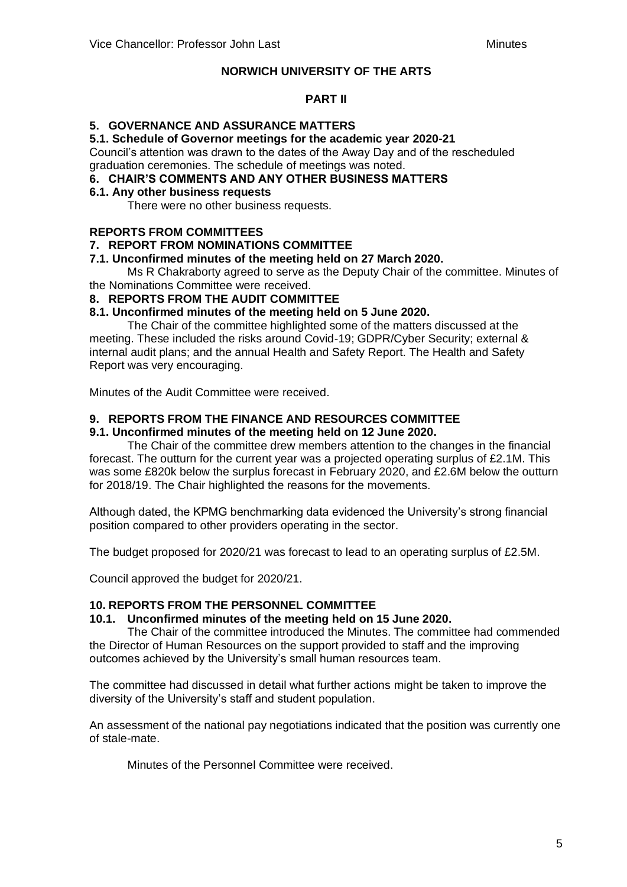**NORWICH UNIVERSITY OF THE ARTS**

**PART II**

## 5. GOVERNANCE AND ASSURANCE MATTERS

### 5.1. Schedule of Governor meetings for the academic year 2020-21

Council's attention was drawn to the dates of the Away Day and of the rescheduled graduation ceremonies. The schedule of meetings was noted.

## 6. CHAIR'S COMMENTS AND ANY OTHER BUSINESS MATTERS

### 6.1. Any other business requests

There were no other business requests.

## REPORTS FROM COMMITTEES

## 7. REPORT FROM NOMINATIONS COMMITTEE

### 7.1. Unconfirmed minutes of the meeting held on 27 March 2020.

Ms R Chakraborty agreed to serve as the Deputy Chair of the committee. Minutes of the Nominations Committee were received.

## 8. REPORTS FROM THE AUDIT COMMITTEE

### 8.1. Unconfirmed minutes of the meeting held on 5 June 2020.

The Chair of the committee highlighted some of the matters discussed at the meeting. These included the risks around Covid-19; GDPR/Cyber Security; external & internal audit plans; and the annual Health and Safety Report. The Health and Safety Report was very encouraging.

Minutes of the Audit Committee were received.

## 9. REPORTS FROM THE FINANCE AND RESOURCES COMMITTEE

### 9.1. Unconfirmed minutes of the meeting held on 12 June 2020.

The Chair of the committee drew members attention to the changes in the financial forecast. The outturn for the current year was a projected operating surplus of £2.1M. This was some £820k below the surplus forecast in February 2020, and £2.6M below the outturn for 2018/19. The Chair highlighted the reasons for the movements.

Although dated, the KPMG benchmarking data evidenced the University's strong financial position compared to other providers operating in the sector.

The budget proposed for 2020/21 was forecast to lead to an operating surplus of £2.5M.

Council approved the budget for 2020/21.

## 10. REPORTS FROM THE PERSONNEL COMMITTEE

### 10.1. Unconfirmed minutes of the meeting held on 15 June 2020.

The Chair of the committee introduced the Minutes. The committee had commended the Director of Human Resources on the support provided to staff and the improving outcomes achieved by the University's small human resources team.

The committee had discussed in detail what further actions might be taken to improve the diversity of the University's staff and student population.

An assessment of the national pay negotiations indicated that the position was currently one of stale-mate.

Minutes of the Personnel Committee were received.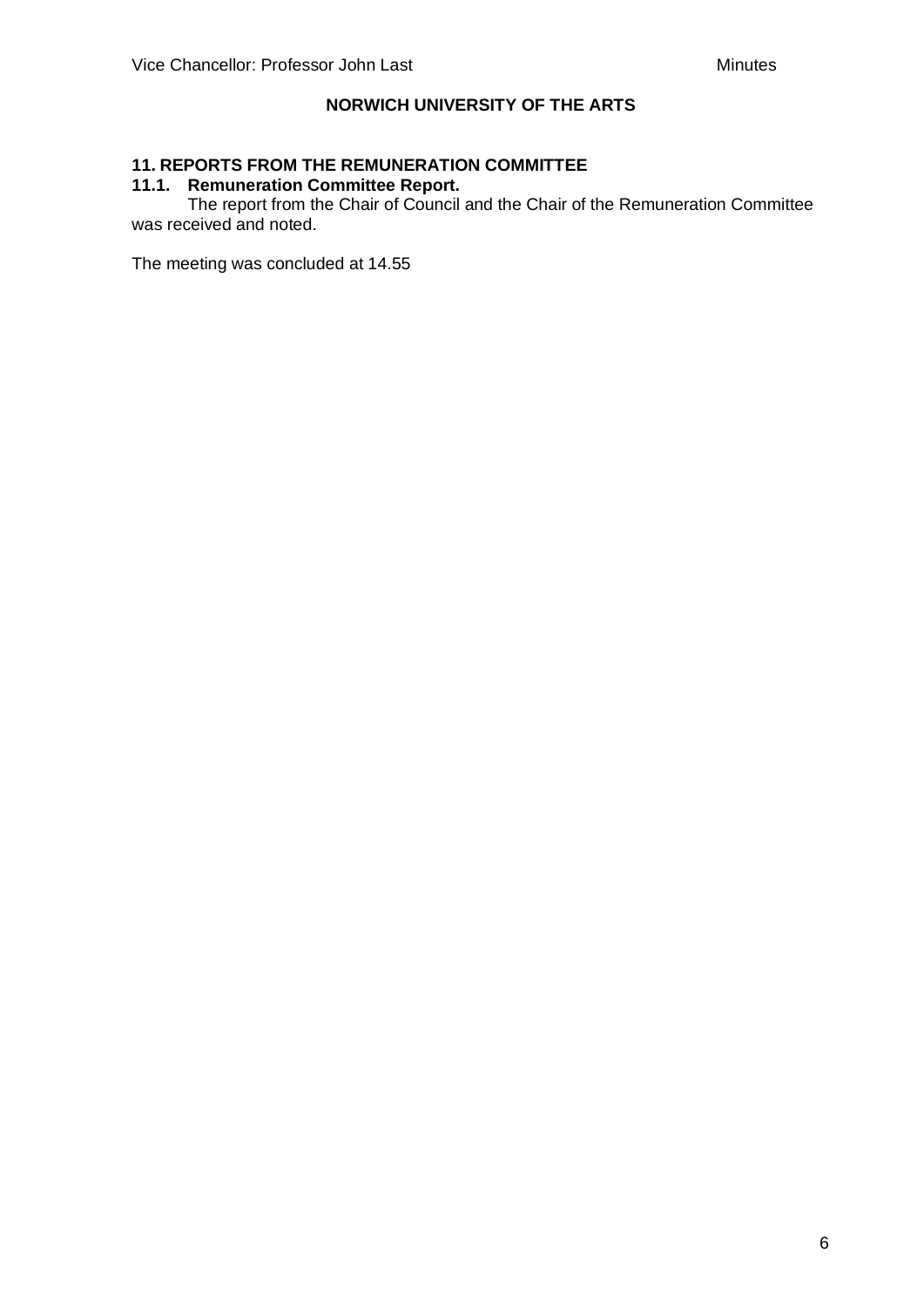**NORWICH UNIVERSITY OF THE ARTS**

## 11. REPORTS FROM THE REMUNERATION COMMITTEE

### 11.1. Remuneration Committee Report.

The report from the Chair of Council and the Chair of the Remuneration Committee was received and noted.

The meeting was concluded at 14.55